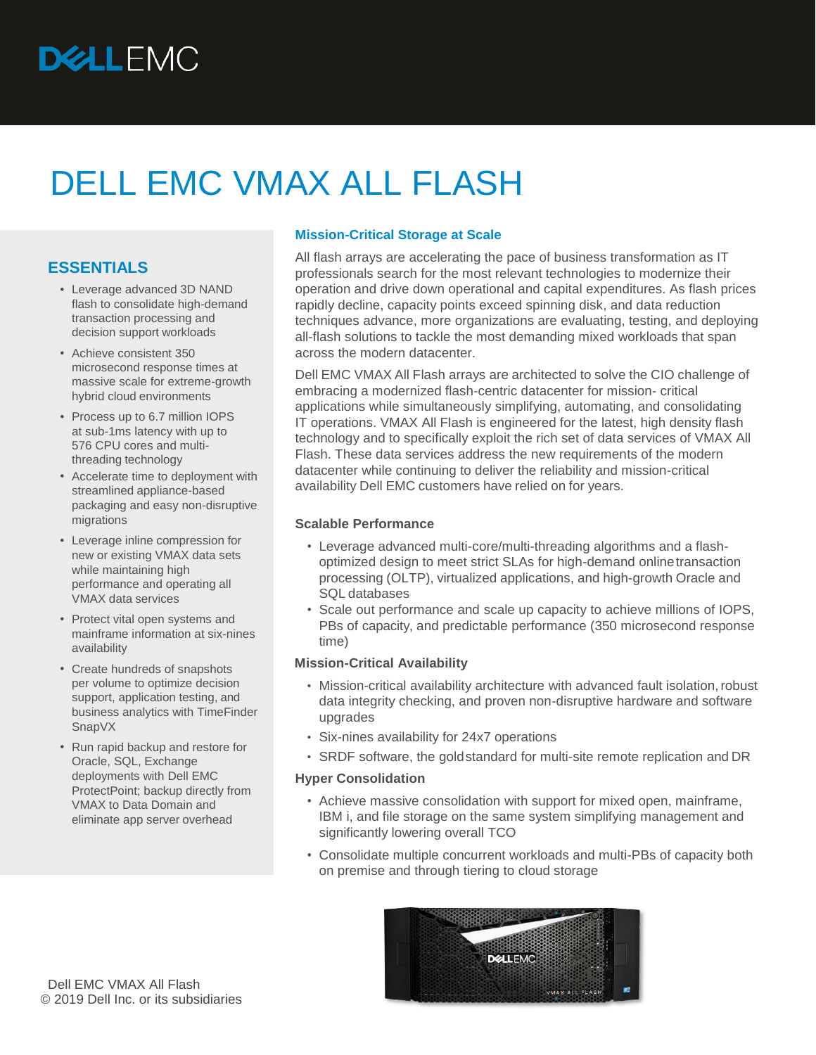# DELL EMC VMAX ALL FLASH

## ESSENTIALS

- Leverage advanced 3D NAND flash to consolidate high-demand transaction processing and decision support workloads
- Achieve consistent 350 microsecond response times at massive scale for extreme-growth hybrid cloud environments
- Process up to 6.7 million IOPS at sub-1ms latency with up to 576 CPU cores and multi-threading technology
- Accelerate time to deployment with streamlined appliance-based packaging and easy non-disruptive migrations
- Leverage inline compression for new or existing VMAX data sets while maintaining high performance and operating all VMAX data services
- Protect vital open systems and mainframe information at six-nines availability
- Create hundreds of snapshots per volume to optimize decision support, application testing, and business analytics with TimeFinder SnapVX
- Run rapid backup and restore for Oracle, SQL, Exchange deployments with Dell EMC ProtectPoint; backup directly from VMAX to Data Domain and eliminate app server overhead

## Mission-Critical Storage at Scale

All flash arrays are accelerating the pace of business transformation as IT professionals search for the most relevant technologies to modernize their operation and drive down operational and capital expenditures. As flash prices rapidly decline, capacity points exceed spinning disk, and data reduction techniques advance, more organizations are evaluating, testing, and deploying all-flash solutions to tackle the most demanding mixed workloads that span across the modern datacenter.

Dell EMC VMAX All Flash arrays are architected to solve the CIO challenge of embracing a modernized flash-centric datacenter for mission- critical applications while simultaneously simplifying, automating, and consolidating IT operations. VMAX All Flash is engineered for the latest, high density flash technology and to specifically exploit the rich set of data services of VMAX All Flash. These data services address the new requirements of the modern datacenter while continuing to deliver the reliability and mission-critical availability Dell EMC customers have relied on for years.

### Scalable Performance

- Leverage advanced multi-core/multi-threading algorithms and a flash-optimized design to meet strict SLAs for high-demand online transaction processing (OLTP), virtualized applications, and high-growth Oracle and SQL databases
- Scale out performance and scale up capacity to achieve millions of IOPS, PBs of capacity, and predictable performance (350 microsecond response time)

### Mission-Critical Availability

- Mission-critical availability architecture with advanced fault isolation, robust data integrity checking, and proven non-disruptive hardware and software upgrades
- Six-nines availability for 24x7 operations
- SRDF software, the gold standard for multi-site remote replication and DR

### Hyper Consolidation

- Achieve massive consolidation with support for mixed open, mainframe, IBM i, and file storage on the same system simplifying management and significantly lowering overall TCO
- Consolidate multiple concurrent workloads and multi-PBs of capacity both on premise and through tiering to cloud storage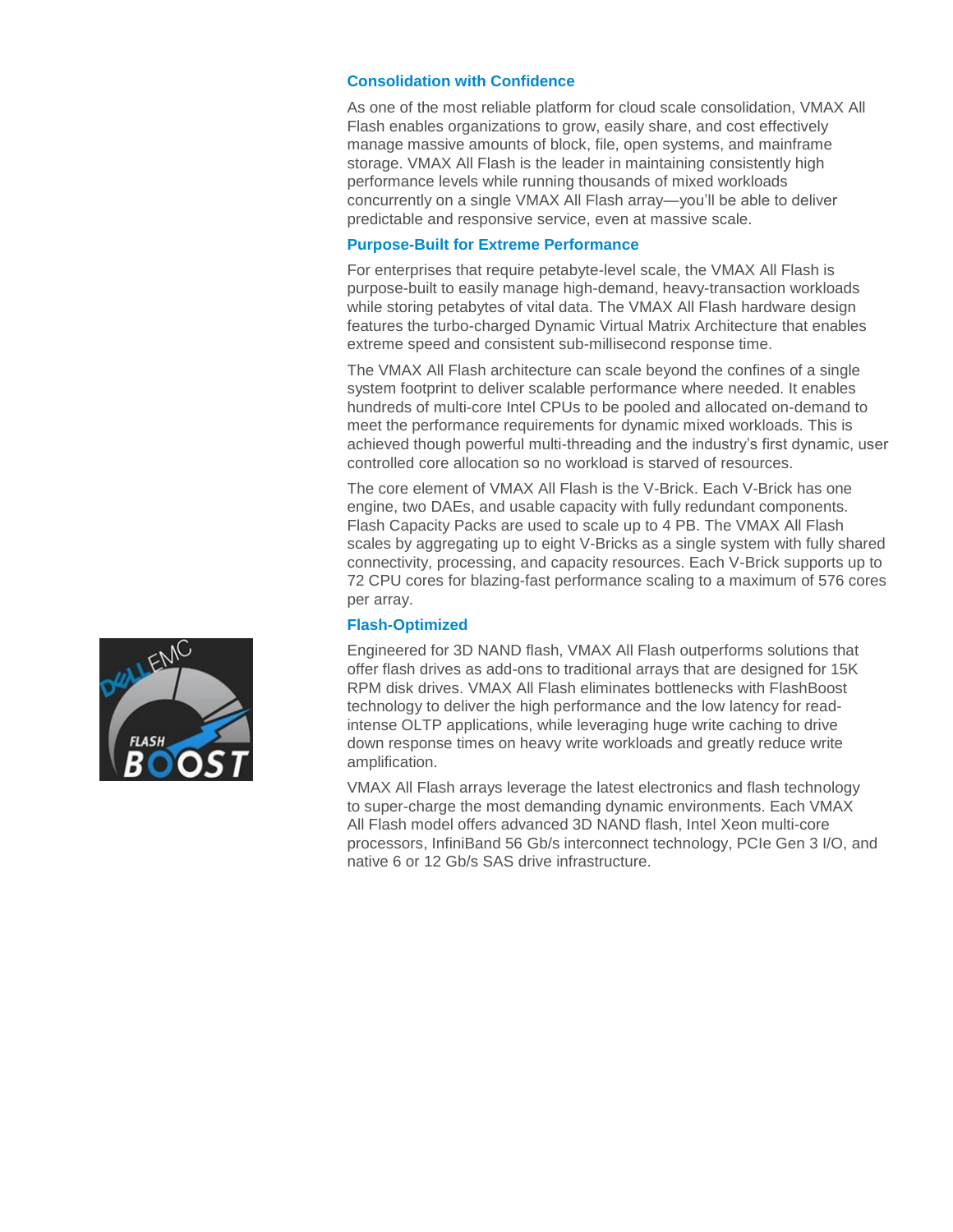### Consolidation with Confidence

As one of the most reliable platform for cloud scale consolidation, VMAX All Flash enables organizations to grow, easily share, and cost effectively manage massive amounts of block, file, open systems, and mainframe storage. VMAX All Flash is the leader in maintaining consistently high performance levels while running thousands of mixed workloads concurrently on a single VMAX All Flash array—you'll be able to deliver predictable and responsive service, even at massive scale.

### Purpose-Built for Extreme Performance

For enterprises that require petabyte-level scale, the VMAX All Flash is purpose-built to easily manage high-demand, heavy-transaction workloads while storing petabytes of vital data. The VMAX All Flash hardware design features the turbo-charged Dynamic Virtual Matrix Architecture that enables extreme speed and consistent sub-millisecond response time.

The VMAX All Flash architecture can scale beyond the confines of a single system footprint to deliver scalable performance where needed. It enables hundreds of multi-core Intel CPUs to be pooled and allocated on-demand to meet the performance requirements for dynamic mixed workloads. This is achieved though powerful multi-threading and the industry's first dynamic, user controlled core allocation so no workload is starved of resources.

The core element of VMAX All Flash is the V-Brick. Each V-Brick has one engine, two DAEs, and usable capacity with fully redundant components. Flash Capacity Packs are used to scale up to 4 PB. The VMAX All Flash scales by aggregating up to eight V-Bricks as a single system with fully shared connectivity, processing, and capacity resources. Each V-Brick supports up to 72 CPU cores for blazing-fast performance scaling to a maximum of 576 cores per array.

### Flash-Optimized

Engineered for 3D NAND flash, VMAX All Flash outperforms solutions that offer flash drives as add-ons to traditional arrays that are designed for 15K RPM disk drives. VMAX All Flash eliminates bottlenecks with FlashBoost technology to deliver the high performance and the low latency for read-intense OLTP applications, while leveraging huge write caching to drive down response times on heavy write workloads and greatly reduce write amplification.

VMAX All Flash arrays leverage the latest electronics and flash technology to super-charge the most demanding dynamic environments. Each VMAX All Flash model offers advanced 3D NAND flash, Intel Xeon multi-core processors, InfiniBand 56 Gb/s interconnect technology, PCIe Gen 3 I/O, and native 6 or 12 Gb/s SAS drive infrastructure.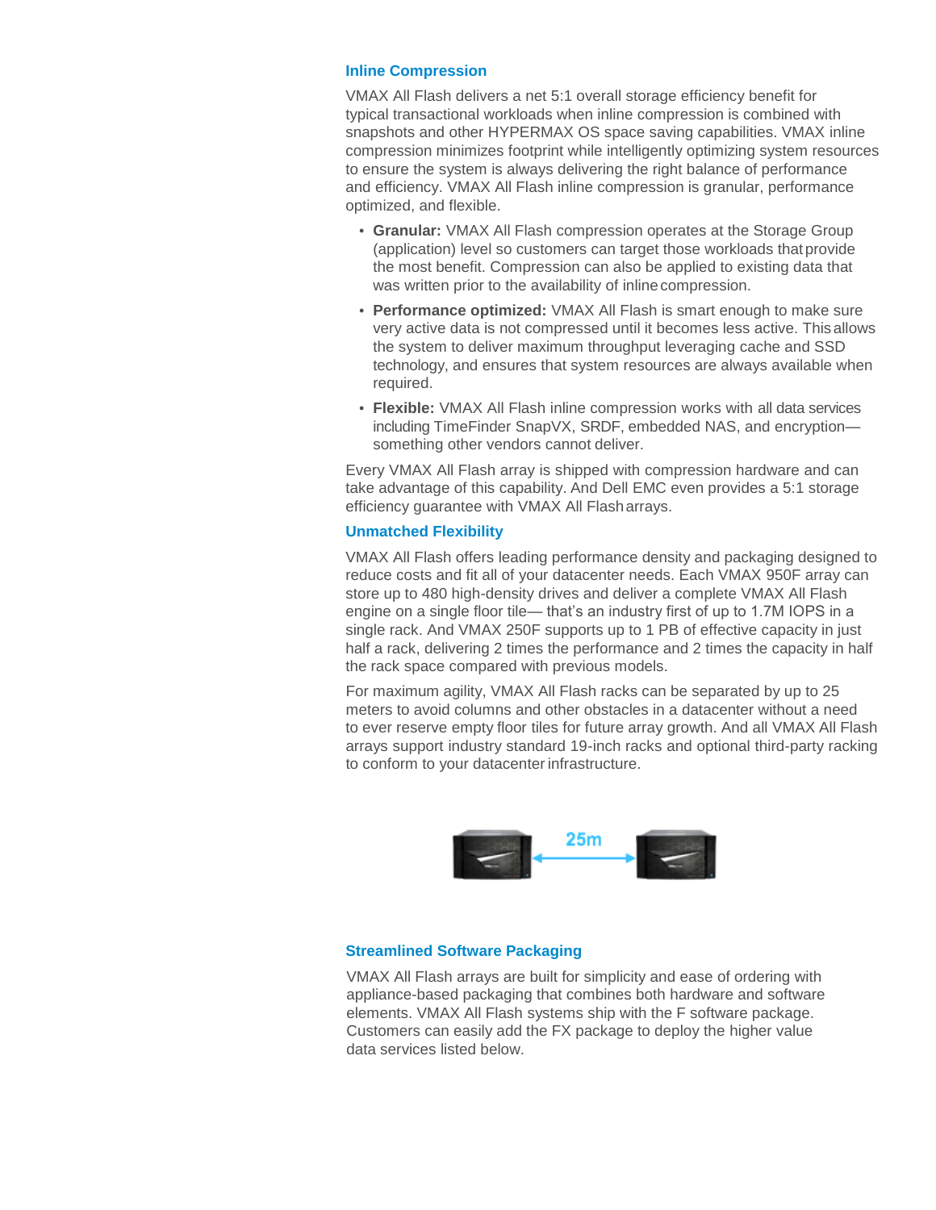## Inline Compression

VMAX All Flash delivers a net 5:1 overall storage efficiency benefit for typical transactional workloads when inline compression is combined with snapshots and other HYPERMAX OS space saving capabilities. VMAX inline compression minimizes footprint while intelligently optimizing system resources to ensure the system is always delivering the right balance of performance and efficiency. VMAX All Flash inline compression is granular, performance optimized, and flexible.

- **Granular:** VMAX All Flash compression operates at the Storage Group (application) level so customers can target those workloads that provide the most benefit. Compression can also be applied to existing data that was written prior to the availability of inline compression.
- **Performance optimized:** VMAX All Flash is smart enough to make sure very active data is not compressed until it becomes less active. This allows the system to deliver maximum throughput leveraging cache and SSD technology, and ensures that system resources are always available when required.
- **Flexible:** VMAX All Flash inline compression works with all data services including TimeFinder SnapVX, SRDF, embedded NAS, and encryption—something other vendors cannot deliver.

Every VMAX All Flash array is shipped with compression hardware and can take advantage of this capability. And Dell EMC even provides a 5:1 storage efficiency guarantee with VMAX All Flash arrays.

## Unmatched Flexibility

VMAX All Flash offers leading performance density and packaging designed to reduce costs and fit all of your datacenter needs. Each VMAX 950F array can store up to 480 high-density drives and deliver a complete VMAX All Flash engine on a single floor tile— that's an industry first of up to 1.7M IOPS in a single rack. And VMAX 250F supports up to 1 PB of effective capacity in just half a rack, delivering 2 times the performance and 2 times the capacity in half the rack space compared with previous models.

For maximum agility, VMAX All Flash racks can be separated by up to 25 meters to avoid columns and other obstacles in a datacenter without a need to ever reserve empty floor tiles for future array growth. And all VMAX All Flash arrays support industry standard 19-inch racks and optional third-party racking to conform to your datacenter infrastructure.

25m

## Streamlined Software Packaging

VMAX All Flash arrays are built for simplicity and ease of ordering with appliance-based packaging that combines both hardware and software elements. VMAX All Flash systems ship with the F software package. Customers can easily add the FX package to deploy the higher value data services listed below.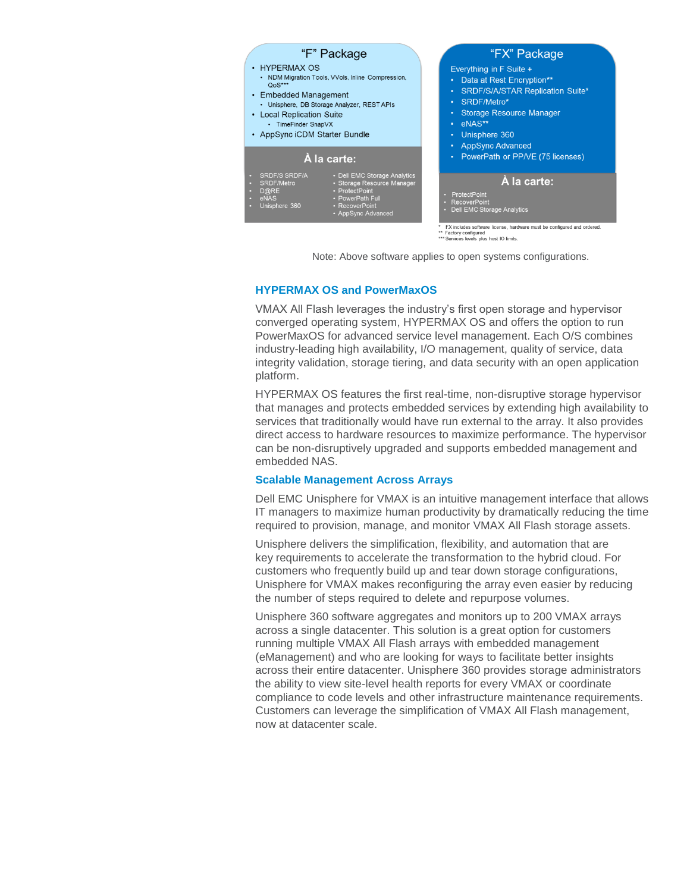### "F" Package

- HYPERMAX OS
  - NDM Migration Tools, VVols, Inline Compression, QoS***
- Embedded Management
  - Unisphere, DB Storage Analyzer, REST APIs
- Local Replication Suite
  - TimeFinder SnapVX
- AppSync iCDM Starter Bundle

**À la carte:**

- SRDF/S SRDF/A
- SRDF/Metro
- D@RE
- eNAS
- Unisphere 360
- Dell EMC Storage Analytics
- Storage Resource Manager
- ProtectPoint
- PowerPath Full
- RecoverPoint
- AppSync Advanced

### "FX" Package

Everything in F Suite +

- Data at Rest Encryption**
- SRDF/S/A/STAR Replication Suite*
- SRDF/Metro*
- Storage Resource Manager
- eNAS**
- Unisphere 360
- AppSync Advanced
- PowerPath or PP/VE (75 licenses)

**À la carte:**

- ProtectPoint
- RecoverPoint
- Dell EMC Storage Analytics

\* FX includes software license, hardware must be configured and ordered.
** Factory configured
*** Services levels plus host IO limits.

Note: Above software applies to open systems configurations.

## HYPERMAX OS and PowerMaxOS

VMAX All Flash leverages the industry's first open storage and hypervisor converged operating system, HYPERMAX OS and offers the option to run PowerMaxOS for advanced service level management. Each O/S combines industry-leading high availability, I/O management, quality of service, data integrity validation, storage tiering, and data security with an open application platform.

HYPERMAX OS features the first real-time, non-disruptive storage hypervisor that manages and protects embedded services by extending high availability to services that traditionally would have run external to the array. It also provides direct access to hardware resources to maximize performance. The hypervisor can be non-disruptively upgraded and supports embedded management and embedded NAS.

## Scalable Management Across Arrays

Dell EMC Unisphere for VMAX is an intuitive management interface that allows IT managers to maximize human productivity by dramatically reducing the time required to provision, manage, and monitor VMAX All Flash storage assets.

Unisphere delivers the simplification, flexibility, and automation that are key requirements to accelerate the transformation to the hybrid cloud. For customers who frequently build up and tear down storage configurations, Unisphere for VMAX makes reconfiguring the array even easier by reducing the number of steps required to delete and repurpose volumes.

Unisphere 360 software aggregates and monitors up to 200 VMAX arrays across a single datacenter. This solution is a great option for customers running multiple VMAX All Flash arrays with embedded management (eManagement) and who are looking for ways to facilitate better insights across their entire datacenter. Unisphere 360 provides storage administrators the ability to view site-level health reports for every VMAX or coordinate compliance to code levels and other infrastructure maintenance requirements. Customers can leverage the simplification of VMAX All Flash management, now at datacenter scale.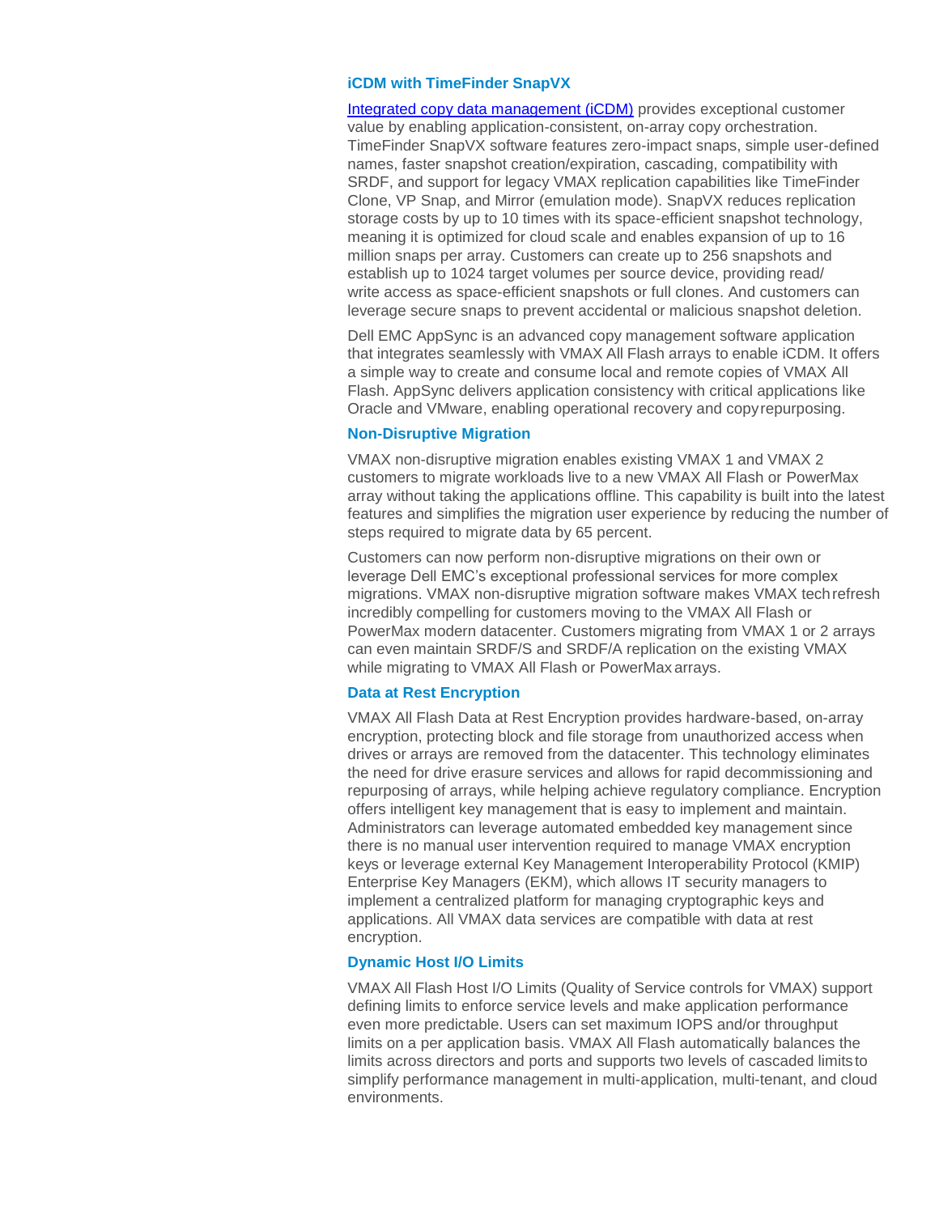### iCDM with TimeFinder SnapVX

[Integrated copy data management (iCDM)] provides exceptional customer value by enabling application-consistent, on-array copy orchestration. TimeFinder SnapVX software features zero-impact snaps, simple user-defined names, faster snapshot creation/expiration, cascading, compatibility with SRDF, and support for legacy VMAX replication capabilities like TimeFinder Clone, VP Snap, and Mirror (emulation mode). SnapVX reduces replication storage costs by up to 10 times with its space-efficient snapshot technology, meaning it is optimized for cloud scale and enables expansion of up to 16 million snaps per array. Customers can create up to 256 snapshots and establish up to 1024 target volumes per source device, providing read/write access as space-efficient snapshots or full clones. And customers can leverage secure snaps to prevent accidental or malicious snapshot deletion.

Dell EMC AppSync is an advanced copy management software application that integrates seamlessly with VMAX All Flash arrays to enable iCDM. It offers a simple way to create and consume local and remote copies of VMAX All Flash. AppSync delivers application consistency with critical applications like Oracle and VMware, enabling operational recovery and copy repurposing.

### Non-Disruptive Migration

VMAX non-disruptive migration enables existing VMAX 1 and VMAX 2 customers to migrate workloads live to a new VMAX All Flash or PowerMax array without taking the applications offline. This capability is built into the latest features and simplifies the migration user experience by reducing the number of steps required to migrate data by 65 percent.

Customers can now perform non-disruptive migrations on their own or leverage Dell EMC's exceptional professional services for more complex migrations. VMAX non-disruptive migration software makes VMAX tech refresh incredibly compelling for customers moving to the VMAX All Flash or PowerMax modern datacenter. Customers migrating from VMAX 1 or 2 arrays can even maintain SRDF/S and SRDF/A replication on the existing VMAX while migrating to VMAX All Flash or PowerMax arrays.

### Data at Rest Encryption

VMAX All Flash Data at Rest Encryption provides hardware-based, on-array encryption, protecting block and file storage from unauthorized access when drives or arrays are removed from the datacenter. This technology eliminates the need for drive erasure services and allows for rapid decommissioning and repurposing of arrays, while helping achieve regulatory compliance. Encryption offers intelligent key management that is easy to implement and maintain. Administrators can leverage automated embedded key management since there is no manual user intervention required to manage VMAX encryption keys or leverage external Key Management Interoperability Protocol (KMIP) Enterprise Key Managers (EKM), which allows IT security managers to implement a centralized platform for managing cryptographic keys and applications. All VMAX data services are compatible with data at rest encryption.

### Dynamic Host I/O Limits

VMAX All Flash Host I/O Limits (Quality of Service controls for VMAX) support defining limits to enforce service levels and make application performance even more predictable. Users can set maximum IOPS and/or throughput limits on a per application basis. VMAX All Flash automatically balances the limits across directors and ports and supports two levels of cascaded limits to simplify performance management in multi-application, multi-tenant, and cloud environments.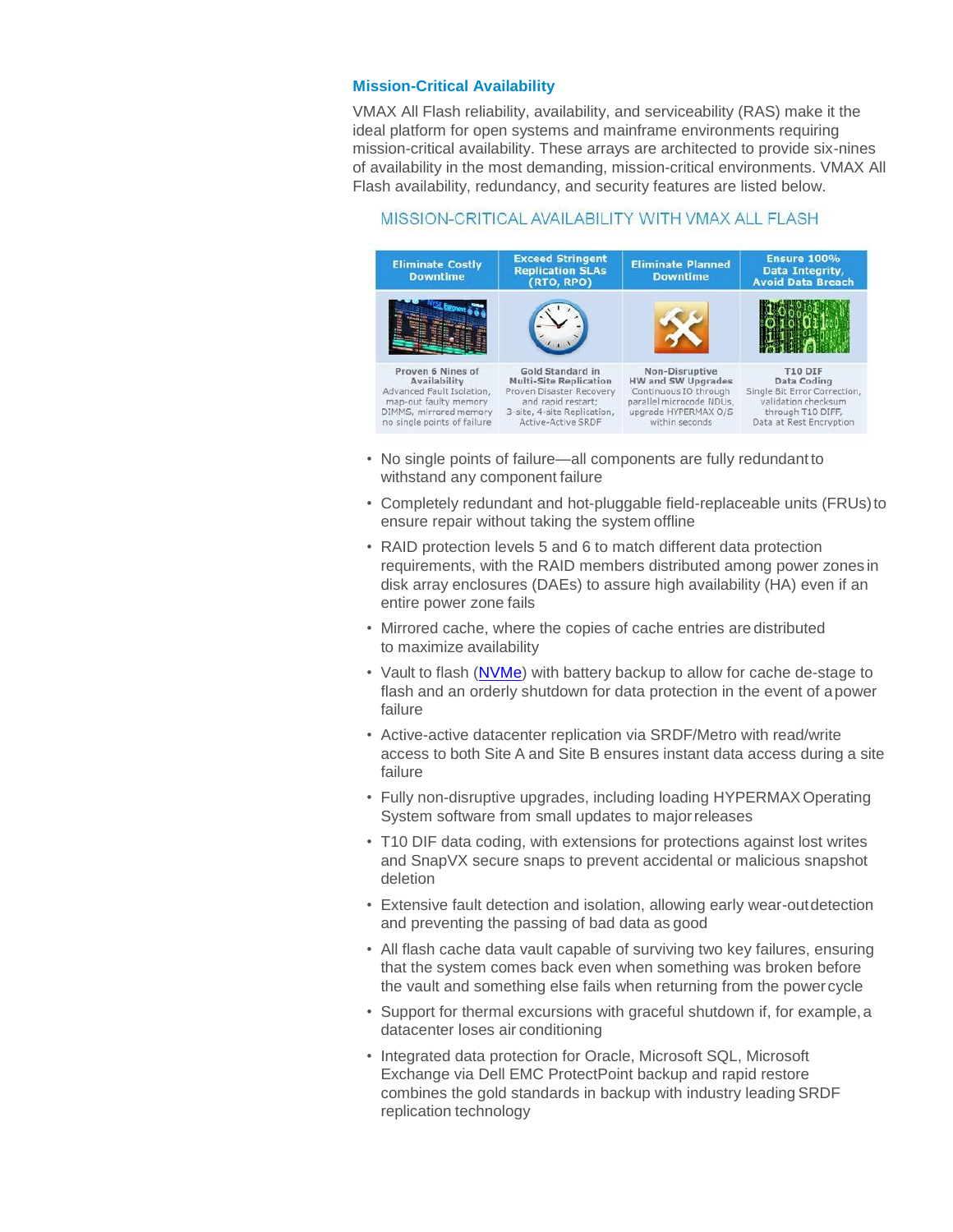## Mission-Critical Availability

VMAX All Flash reliability, availability, and serviceability (RAS) make it the ideal platform for open systems and mainframe environments requiring mission-critical availability. These arrays are architected to provide six-nines of availability in the most demanding, mission-critical environments. VMAX All Flash availability, redundancy, and security features are listed below.

MISSION-CRITICAL AVAILABILITY WITH VMAX ALL FLASH

| Eliminate Costly Downtime | Exceed Stringent Replication SLAs (RTO, RPO) | Eliminate Planned Downtime | Ensure 100% Data Integrity, Avoid Data Breach |
|---|---|---|---|
| **Proven 6 Nines of Availability** Advanced Fault Isolation, map-out faulty memory DIMMS, mirrored memory no single points of failure | **Gold Standard in Multi-Site Replication** Proven Disaster Recovery and rapid restart; 3-site, 4-site Replication, Active-Active SRDF | **Non-Disruptive HW and SW Upgrades** Continuous IO through parallel microcode NDUs, upgrade HYPERMAX O/S within seconds | **T10 DIF Data Coding** Single Bit Error Correction, validation checksum through T10 DIFF, Data at Rest Encryption |

- No single points of failure—all components are fully redundant to withstand any component failure
- Completely redundant and hot-pluggable field-replaceable units (FRUs) to ensure repair without taking the system offline
- RAID protection levels 5 and 6 to match different data protection requirements, with the RAID members distributed among power zones in disk array enclosures (DAEs) to assure high availability (HA) even if an entire power zone fails
- Mirrored cache, where the copies of cache entries are distributed to maximize availability
- Vault to flash (NVMe) with battery backup to allow for cache de-stage to flash and an orderly shutdown for data protection in the event of a power failure
- Active-active datacenter replication via SRDF/Metro with read/write access to both Site A and Site B ensures instant data access during a site failure
- Fully non-disruptive upgrades, including loading HYPERMAX Operating System software from small updates to major releases
- T10 DIF data coding, with extensions for protections against lost writes and SnapVX secure snaps to prevent accidental or malicious snapshot deletion
- Extensive fault detection and isolation, allowing early wear-out detection and preventing the passing of bad data as good
- All flash cache data vault capable of surviving two key failures, ensuring that the system comes back even when something was broken before the vault and something else fails when returning from the power cycle
- Support for thermal excursions with graceful shutdown if, for example, a datacenter loses air conditioning
- Integrated data protection for Oracle, Microsoft SQL, Microsoft Exchange via Dell EMC ProtectPoint backup and rapid restore combines the gold standards in backup with industry leading SRDF replication technology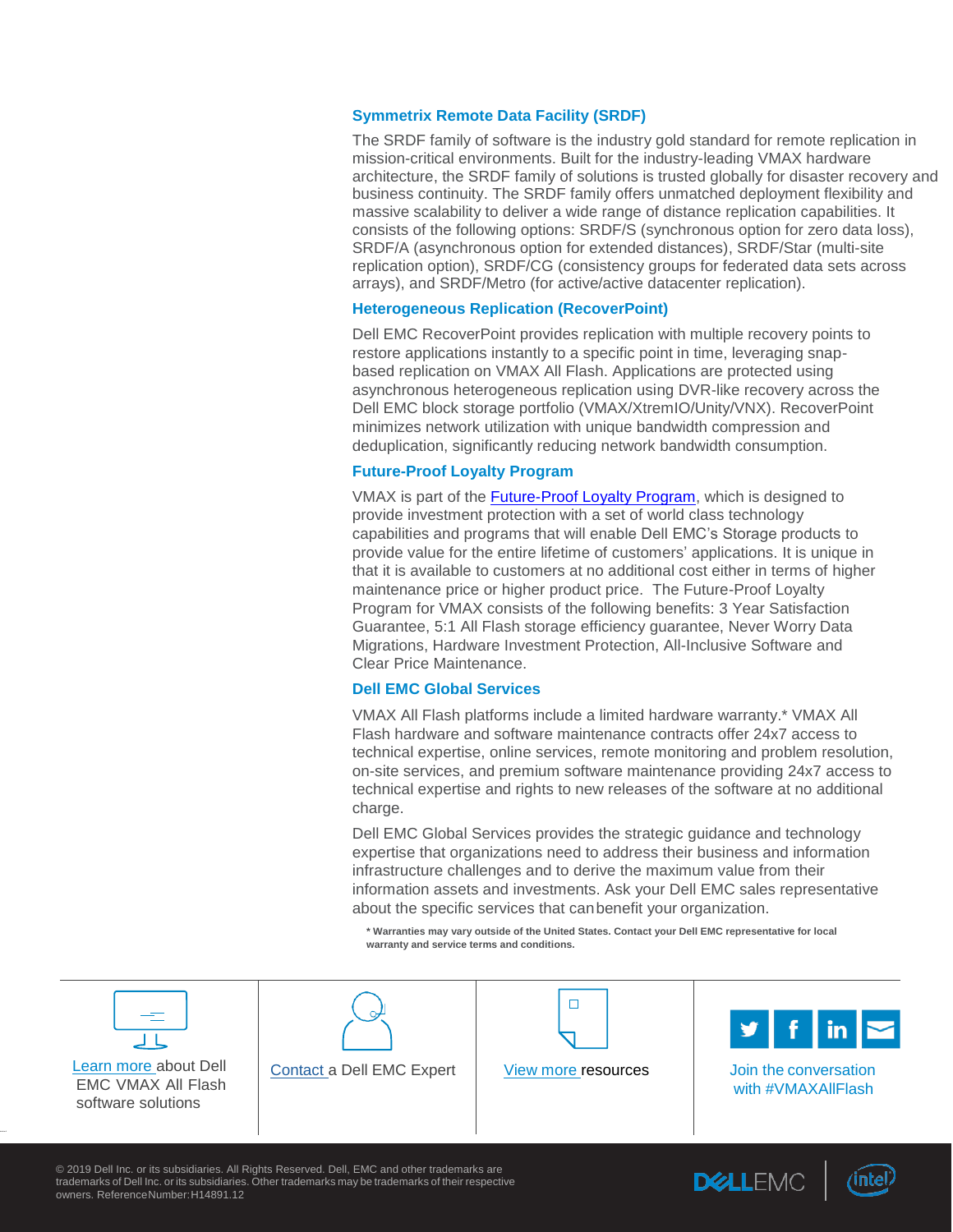### Symmetrix Remote Data Facility (SRDF)

The SRDF family of software is the industry gold standard for remote replication in mission-critical environments. Built for the industry-leading VMAX hardware architecture, the SRDF family of solutions is trusted globally for disaster recovery and business continuity. The SRDF family offers unmatched deployment flexibility and massive scalability to deliver a wide range of distance replication capabilities. It consists of the following options: SRDF/S (synchronous option for zero data loss), SRDF/A (asynchronous option for extended distances), SRDF/Star (multi-site replication option), SRDF/CG (consistency groups for federated data sets across arrays), and SRDF/Metro (for active/active datacenter replication).

### Heterogeneous Replication (RecoverPoint)

Dell EMC RecoverPoint provides replication with multiple recovery points to restore applications instantly to a specific point in time, leveraging snap-based replication on VMAX All Flash. Applications are protected using asynchronous heterogeneous replication using DVR-like recovery across the Dell EMC block storage portfolio (VMAX/XtremIO/Unity/VNX). RecoverPoint minimizes network utilization with unique bandwidth compression and deduplication, significantly reducing network bandwidth consumption.

### Future-Proof Loyalty Program

VMAX is part of the Future-Proof Loyalty Program, which is designed to provide investment protection with a set of world class technology capabilities and programs that will enable Dell EMC's Storage products to provide value for the entire lifetime of customers' applications. It is unique in that it is available to customers at no additional cost either in terms of higher maintenance price or higher product price. The Future-Proof Loyalty Program for VMAX consists of the following benefits: 3 Year Satisfaction Guarantee, 5:1 All Flash storage efficiency guarantee, Never Worry Data Migrations, Hardware Investment Protection, All-Inclusive Software and Clear Price Maintenance.

### Dell EMC Global Services

VMAX All Flash platforms include a limited hardware warranty.* VMAX All Flash hardware and software maintenance contracts offer 24x7 access to technical expertise, online services, remote monitoring and problem resolution, on-site services, and premium software maintenance providing 24x7 access to technical expertise and rights to new releases of the software at no additional charge.

Dell EMC Global Services provides the strategic guidance and technology expertise that organizations need to address their business and information infrastructure challenges and to derive the maximum value from their information assets and investments. Ask your Dell EMC sales representative about the specific services that can benefit your organization.

**\* Warranties may vary outside of the United States. Contact your Dell EMC representative for local warranty and service terms and conditions.**

Learn more about Dell EMC VMAX All Flash software solutions

Contact a Dell EMC Expert

View more resources

Join the conversation with #VMAXAllFlash

© 2019 Dell Inc. or its subsidiaries. All Rights Reserved. Dell, EMC and other trademarks are trademarks of Dell Inc. or its subsidiaries. Other trademarks may be trademarks of their respective owners. Reference Number: H14891.12